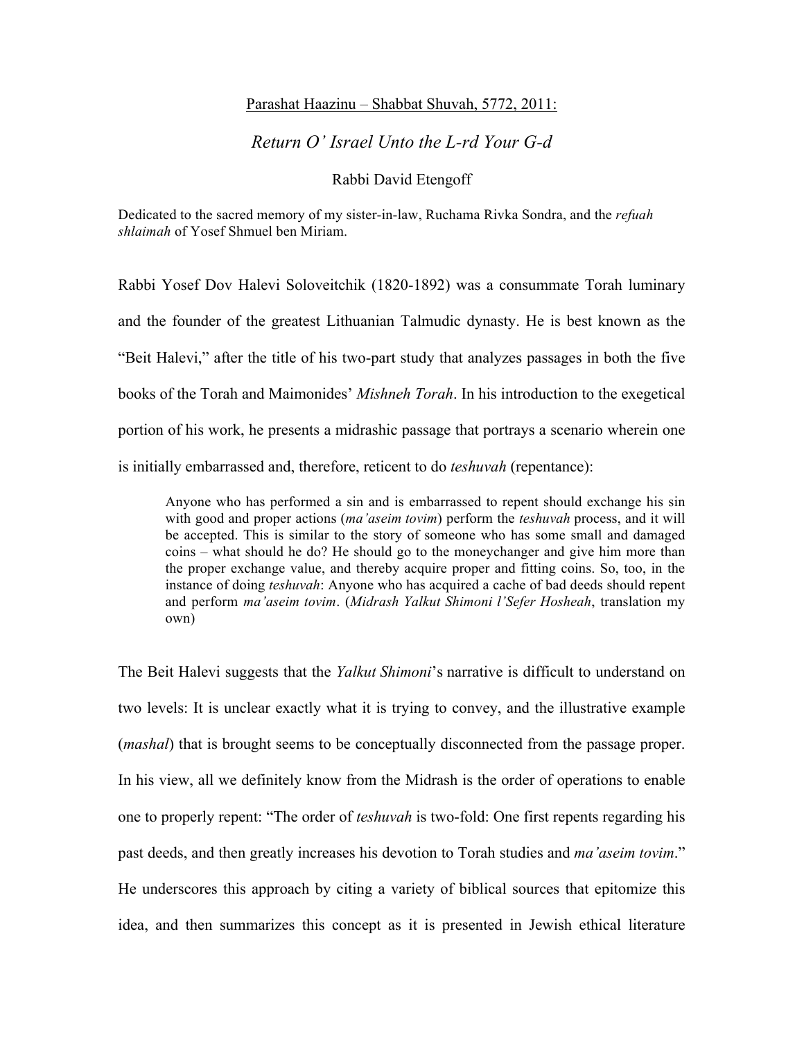<u>Parashat Haazinu – Shabbat Shuvah, 5772, 2011:</u>

*Return O' Israel Unto the L-rd Your G-d*

Rabbi David Etengoff

Dedicated to the sacred memory of my sister-in-law, Ruchama Rivka Sondra, and the *refuah shlaimah* of Yosef Shmuel ben Miriam.

Rabbi Yosef Dov Halevi Soloveitchik (1820-1892) was a consummate Torah luminary and the founder of the greatest Lithuanian Talmudic dynasty. He is best known as the "Beit Halevi," after the title of his two-part study that analyzes passages in both the five books of the Torah and Maimonides' *Mishneh Torah*. In his introduction to the exegetical portion of his work, he presents a midrashic passage that portrays a scenario wherein one is initially embarrassed and, therefore, reticent to do *teshuvah* (repentance):

> Anyone who has performed a sin and is embarrassed to repent should exchange his sin with good and proper actions (*ma'aseim tovim*) perform the *teshuvah* process, and it will be accepted. This is similar to the story of someone who has some small and damaged coins – what should he do? He should go to the moneychanger and give him more than the proper exchange value, and thereby acquire proper and fitting coins. So, too, in the instance of doing *teshuvah*: Anyone who has acquired a cache of bad deeds should repent and perform *ma'aseim tovim*. (*Midrash Yalkut Shimoni l'Sefer Hosheah*, translation my own)

The Beit Halevi suggests that the *Yalkut Shimoni*'s narrative is difficult to understand on two levels: It is unclear exactly what it is trying to convey, and the illustrative example (*mashal*) that is brought seems to be conceptually disconnected from the passage proper. In his view, all we definitely know from the Midrash is the order of operations to enable one to properly repent: "The order of *teshuvah* is two-fold: One first repents regarding his past deeds, and then greatly increases his devotion to Torah studies and *ma'aseim tovim*." He underscores this approach by citing a variety of biblical sources that epitomize this idea, and then summarizes this concept as it is presented in Jewish ethical literature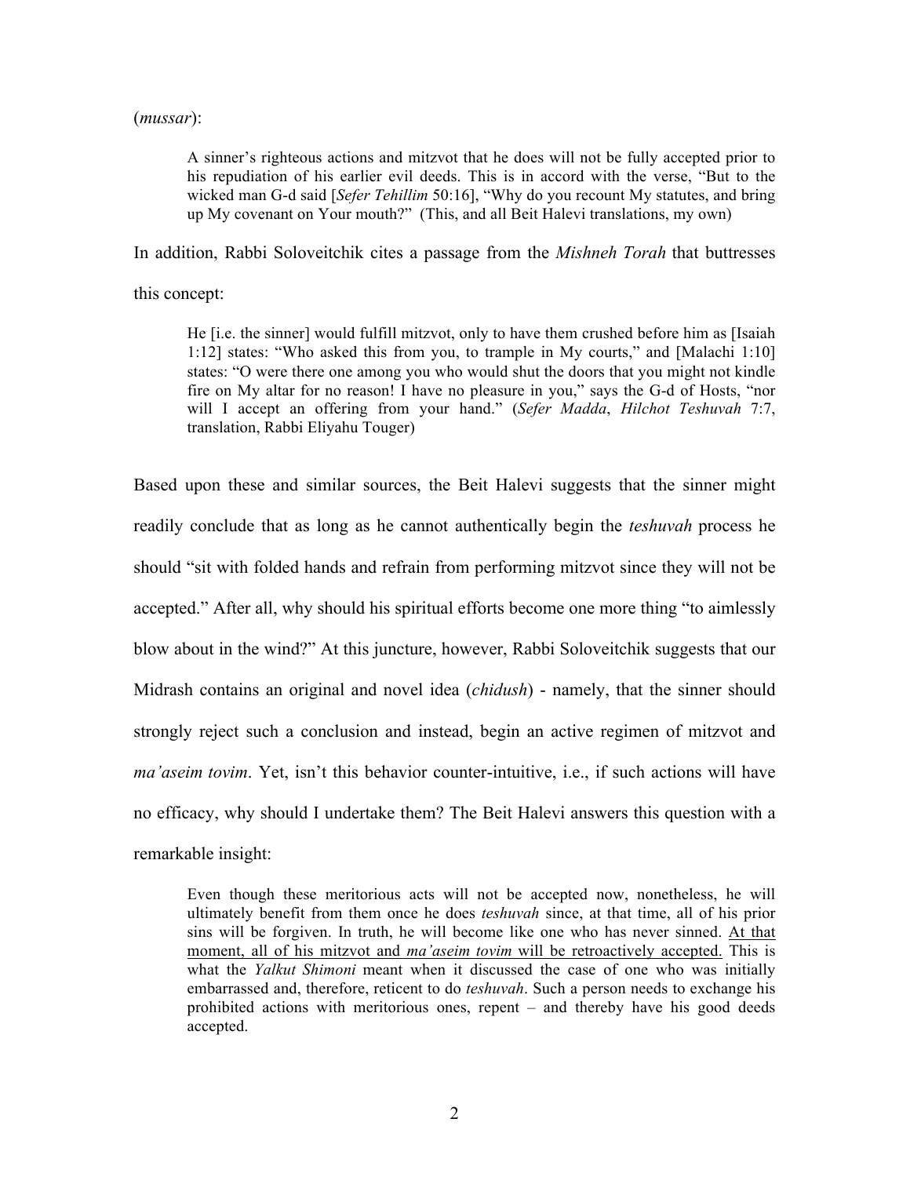(*mussar*):

> A sinner's righteous actions and mitzvot that he does will not be fully accepted prior to his repudiation of his earlier evil deeds. This is in accord with the verse, "But to the wicked man G-d said [*Sefer Tehillim* 50:16], "Why do you recount My statutes, and bring up My covenant on Your mouth?" (This, and all Beit Halevi translations, my own)

In addition, Rabbi Soloveitchik cites a passage from the *Mishneh Torah* that buttresses this concept:

> He [i.e. the sinner] would fulfill mitzvot, only to have them crushed before him as [Isaiah 1:12] states: "Who asked this from you, to trample in My courts," and [Malachi 1:10] states: "O were there one among you who would shut the doors that you might not kindle fire on My altar for no reason! I have no pleasure in you," says the G-d of Hosts, "nor will I accept an offering from your hand." (*Sefer Madda*, *Hilchot Teshuvah* 7:7, translation, Rabbi Eliyahu Touger)

Based upon these and similar sources, the Beit Halevi suggests that the sinner might readily conclude that as long as he cannot authentically begin the *teshuvah* process he should "sit with folded hands and refrain from performing mitzvot since they will not be accepted." After all, why should his spiritual efforts become one more thing "to aimlessly blow about in the wind?" At this juncture, however, Rabbi Soloveitchik suggests that our Midrash contains an original and novel idea (*chidush*) - namely, that the sinner should strongly reject such a conclusion and instead, begin an active regimen of mitzvot and *ma'aseim tovim*. Yet, isn't this behavior counter-intuitive, i.e., if such actions will have no efficacy, why should I undertake them? The Beit Halevi answers this question with a remarkable insight:

> Even though these meritorious acts will not be accepted now, nonetheless, he will ultimately benefit from them once he does *teshuvah* since, at that time, all of his prior sins will be forgiven. In truth, he will become like one who has never sinned. At that moment, all of his mitzvot and *ma'aseim tovim* will be retroactively accepted. This is what the *Yalkut Shimoni* meant when it discussed the case of one who was initially embarrassed and, therefore, reticent to do *teshuvah*. Such a person needs to exchange his prohibited actions with meritorious ones, repent – and thereby have his good deeds accepted.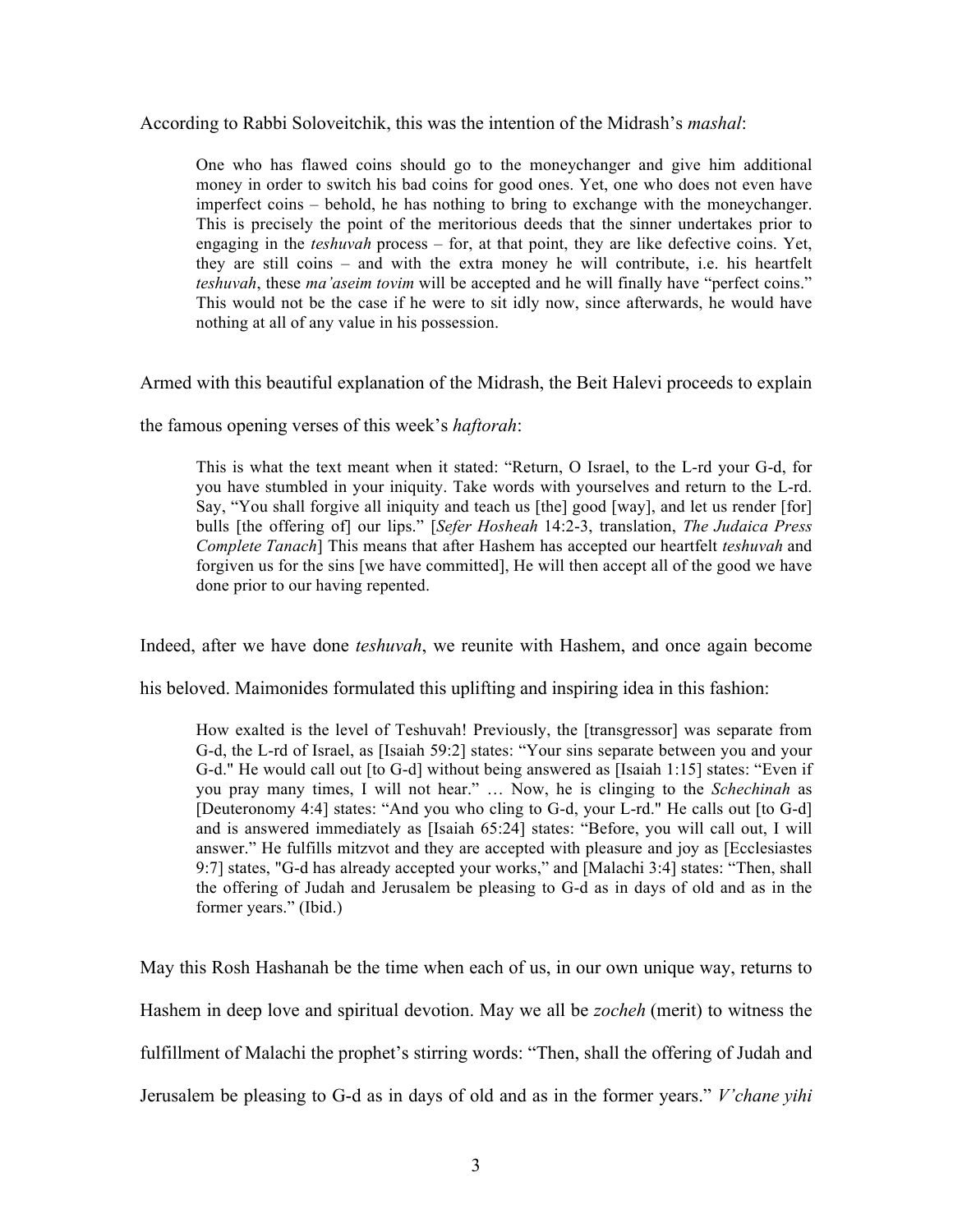According to Rabbi Soloveitchik, this was the intention of the Midrash's *mashal*:

> One who has flawed coins should go to the moneychanger and give him additional money in order to switch his bad coins for good ones. Yet, one who does not even have imperfect coins – behold, he has nothing to bring to exchange with the moneychanger. This is precisely the point of the meritorious deeds that the sinner undertakes prior to engaging in the *teshuvah* process – for, at that point, they are like defective coins. Yet, they are still coins – and with the extra money he will contribute, i.e. his heartfelt *teshuvah*, these *ma'aseim tovim* will be accepted and he will finally have "perfect coins." This would not be the case if he were to sit idly now, since afterwards, he would have nothing at all of any value in his possession.

Armed with this beautiful explanation of the Midrash, the Beit Halevi proceeds to explain the famous opening verses of this week's *haftorah*:

> This is what the text meant when it stated: "Return, O Israel, to the L-rd your G-d, for you have stumbled in your iniquity. Take words with yourselves and return to the L-rd. Say, "You shall forgive all iniquity and teach us [the] good [way], and let us render [for] bulls [the offering of] our lips." [*Sefer Hosheah* 14:2-3, translation, *The Judaica Press Complete Tanach*] This means that after Hashem has accepted our heartfelt *teshuvah* and forgiven us for the sins [we have committed], He will then accept all of the good we have done prior to our having repented.

Indeed, after we have done *teshuvah*, we reunite with Hashem, and once again become his beloved. Maimonides formulated this uplifting and inspiring idea in this fashion:

> How exalted is the level of Teshuvah! Previously, the [transgressor] was separate from G-d, the L-rd of Israel, as [Isaiah 59:2] states: "Your sins separate between you and your G-d." He would call out [to G-d] without being answered as [Isaiah 1:15] states: "Even if you pray many times, I will not hear." … Now, he is clinging to the *Schechinah* as [Deuteronomy 4:4] states: "And you who cling to G-d, your L-rd." He calls out [to G-d] and is answered immediately as [Isaiah 65:24] states: "Before, you will call out, I will answer." He fulfills mitzvot and they are accepted with pleasure and joy as [Ecclesiastes 9:7] states, "G-d has already accepted your works," and [Malachi 3:4] states: "Then, shall the offering of Judah and Jerusalem be pleasing to G-d as in days of old and as in the former years." (Ibid.)

May this Rosh Hashanah be the time when each of us, in our own unique way, returns to Hashem in deep love and spiritual devotion. May we all be *zocheh* (merit) to witness the fulfillment of Malachi the prophet's stirring words: "Then, shall the offering of Judah and Jerusalem be pleasing to G-d as in days of old and as in the former years." *V'chane yihi*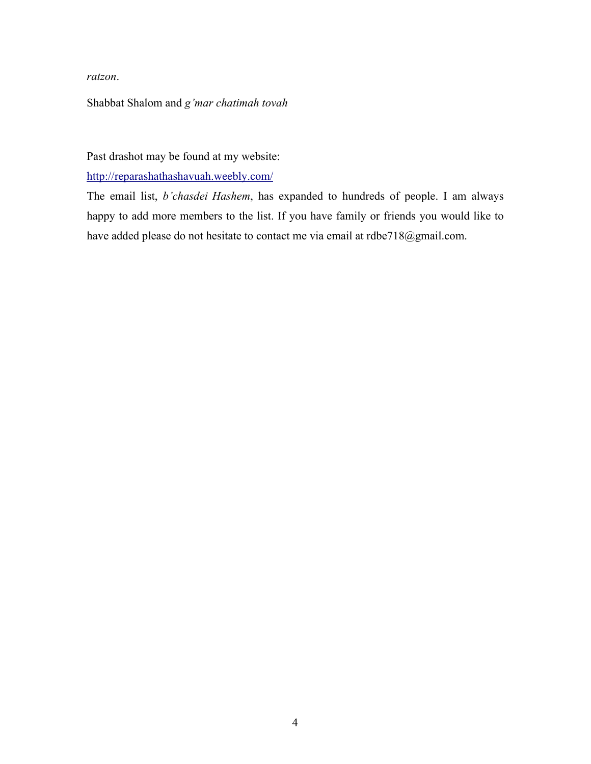*ratzon*.

Shabbat Shalom and *g'mar chatimah tovah*

Past drashot may be found at my website:

[http://reparashathashavuah.weebly.com/](http://reparashathashavuah.weebly.com/)

The email list, *b'chasdei Hashem*, has expanded to hundreds of people. I am always happy to add more members to the list. If you have family or friends you would like to have added please do not hesitate to contact me via email at rdbe718@gmail.com.